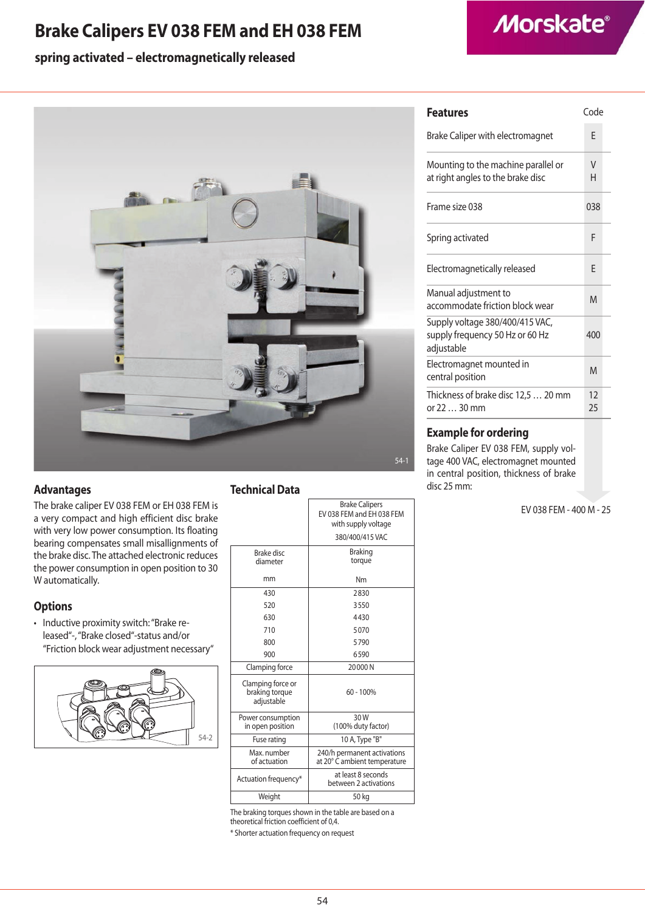# Brake Calipers EV 038 FEM and EH 038 FEM

**spring activated – electromagnetically released**

54-1

## Advantages

The brake caliper EV 038 FEM or EH 038 FEM is a very compact and high efficient disc brake with very low power consumption. Its floating bearing compensates small misallignments of the brake disc. The attached electronic reduces the power consumption in open position to 30 W automatically.

## Options

- Inductive proximity switch: "Brake released", "Brake closed"-status and/or "Friction block wear adjustment necessary"

54-2

## Technical Data

| | Brake Calipers EV 038 FEM and EH 038 FEM with supply voltage 380/400/415 VAC |
|---|---|
| Brake disc diameter<br>mm | Braking torque<br>Nm |
| 430 | 2830 |
| 520 | 3550 |
| 630 | 4430 |
| 710 | 5070 |
| 800 | 5790 |
| 900 | 6590 |
| Clamping force | 20000 N |
| Clamping force or braking torque adjustable | 60 - 100% |
| Power consumption in open position | 30 W (100% duty factor) |
| Fuse rating | 10 A, Type "B" |
| Max. number of actuation | 240/h permanent activations at 20° C ambient temperature |
| Actuation frequency* | at least 8 seconds between 2 activations |
| Weight | 50 kg |

The braking torques shown in the table are based on a theoretical friction coefficient of 0,4.

\* Shorter actuation frequency on request

## Features

| Features | Code |
|---|---|
| Brake Caliper with electromagnet | E |
| Mounting to the machine parallel or at right angles to the brake disc | V<br>H |
| Frame size 038 | 038 |
| Spring activated | F |
| Electromagnetically released | E |
| Manual adjustment to accommodate friction block wear | M |
| Supply voltage 380/400/415 VAC, supply frequency 50 Hz or 60 Hz adjustable | 400 |
| Electromagnet mounted in central position | M |
| Thickness of brake disc 12,5 … 20 mm or 22 … 30 mm | 12<br>25 |

## Example for ordering

Brake Caliper EV 038 FEM, supply voltage 400 VAC, electromagnet mounted in central position, thickness of brake disc 25 mm:

EV 038 FEM - 400 M - 25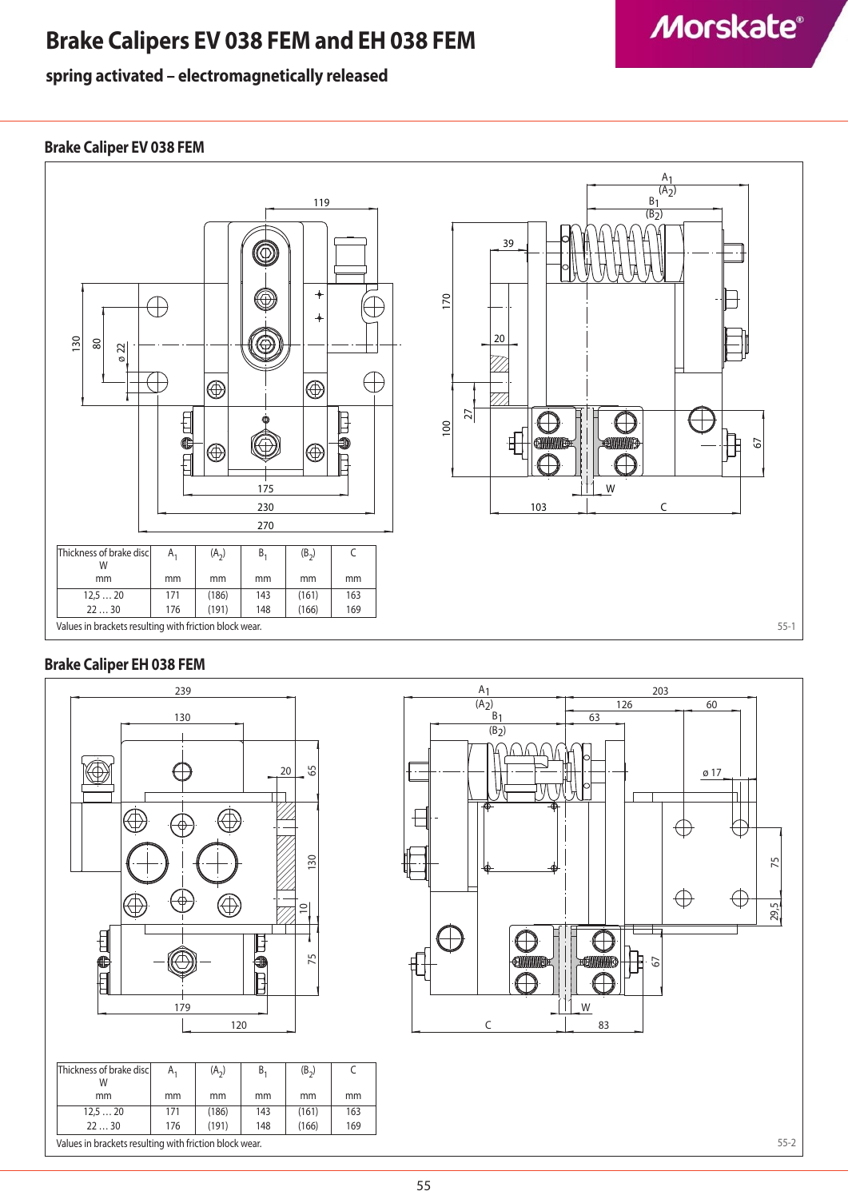# Brake Calipers EV 038 FEM and EH 038 FEM

**spring activated – electromagnetically released**

## Brake Caliper EV 038 FEM

| Thickness of brake disc W mm | $A_1$ mm | $(A_2)$ mm | $B_1$ mm | $(B_2)$ mm | C mm |
|---|---|---|---|---|---|
| 12,5 … 20 | 171 | (186) | 143 | (161) | 163 |
| 22 … 30 | 176 | (191) | 148 | (166) | 169 |

Values in brackets resulting with friction block wear.

55-1

## Brake Caliper EH 038 FEM

| Thickness of brake disc W mm | $A_1$ mm | $(A_2)$ mm | $B_1$ mm | $(B_2)$ mm | C mm |
|---|---|---|---|---|---|
| 12,5 … 20 | 171 | (186) | 143 | (161) | 163 |
| 22 … 30 | 176 | (191) | 148 | (166) | 169 |

Values in brackets resulting with friction block wear.

55-2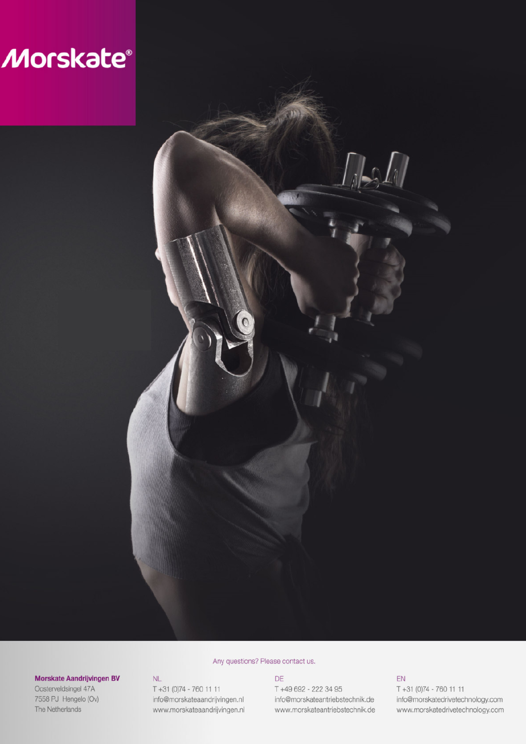Morskate®

Any questions? Please contact us.

**Morskate Aandrijvingen BV**
Oosterveldsingel 47A
7558 PJ Hengelo (Ov)
The Netherlands

NL
T +31 (0)74 - 760 11 11
info@morskateaandrijvingen.nl
www.morskateaandrijvingen.nl

DE
T +49 692 - 222 34 95
info@morskateantriebstechnik.de
www.morskateantriebstechnik.de

EN
T +31 (0)74 - 760 11 11
info@morskatedrivetechnology.com
www.morskatedrivetechnology.com